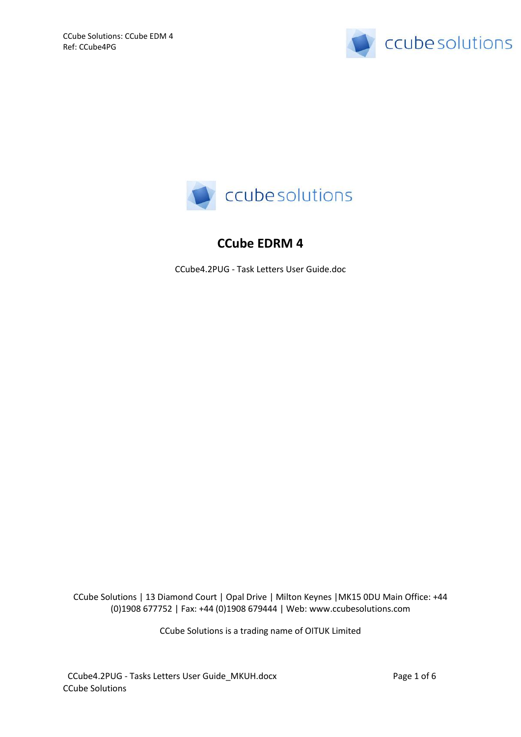# CCube EDRM 4

CCube4.2PUG - Task Letters User Guide.doc

CCube Solutions | 13 Diamond Court | Opal Drive | Milton Keynes |MK15 0DU Main Office: +44 (0)1908 677752 | Fax: +44 (0)1908 679444 | Web: www.ccubesolutions.com

CCube Solutions is a trading name of OITUK Limited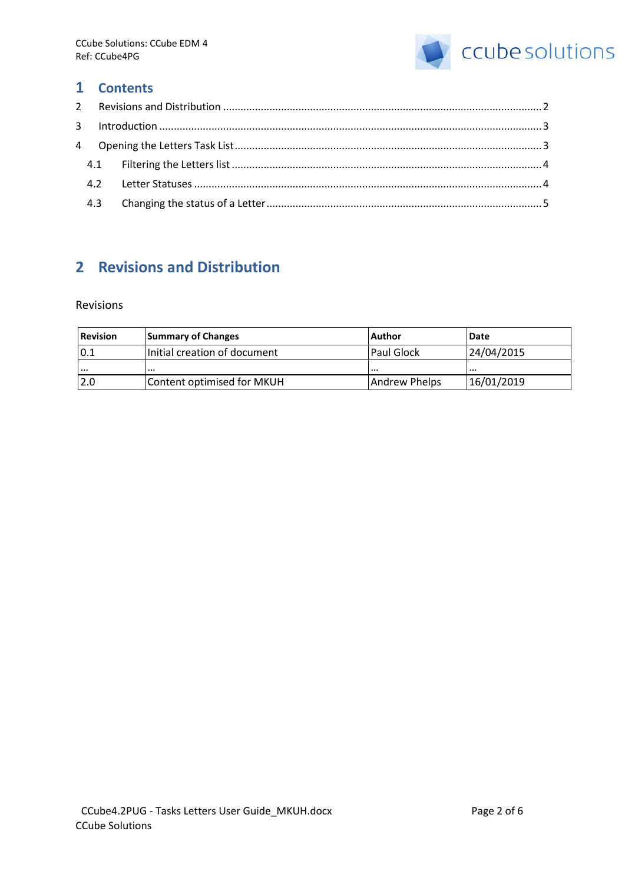# 1 Contents

2 Revisions and Distribution ........................................................................................................ 2

3 Introduction ................................................................................................................................ 3

4 Opening the Letters Task List ..................................................................................................... 3

  4.1 Filtering the Letters list ......................................................................................................... 4

  4.2 Letter Statuses ...................................................................................................................... 4

  4.3 Changing the status of a Letter ............................................................................................. 5

# 2 Revisions and Distribution

Revisions

| Revision | Summary of Changes | Author | Date |
|---|---|---|---|
| 0.1 | Initial creation of document | Paul Glock | 24/04/2015 |
| … | … | … | … |
| 2.0 | Content optimised for MKUH | Andrew Phelps | 16/01/2019 |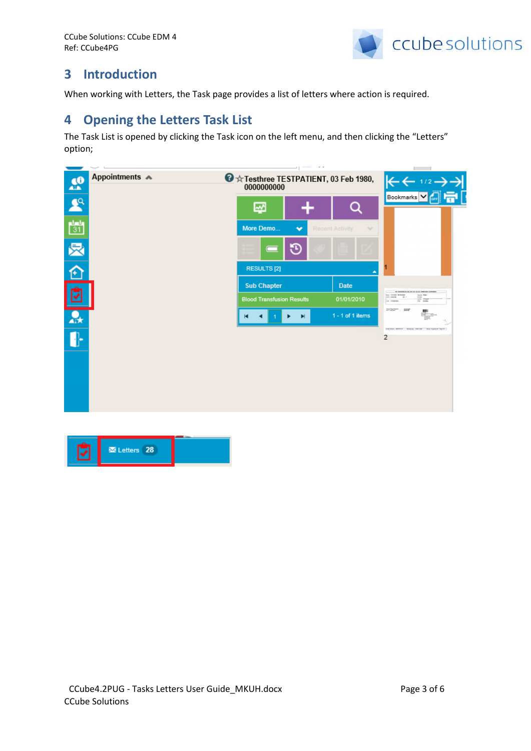# 3 Introduction

When working with Letters, the Task page provides a list of letters where action is required.

# 4 Opening the Letters Task List

The Task List is opened by clicking the Task icon on the left menu, and then clicking the “Letters” option;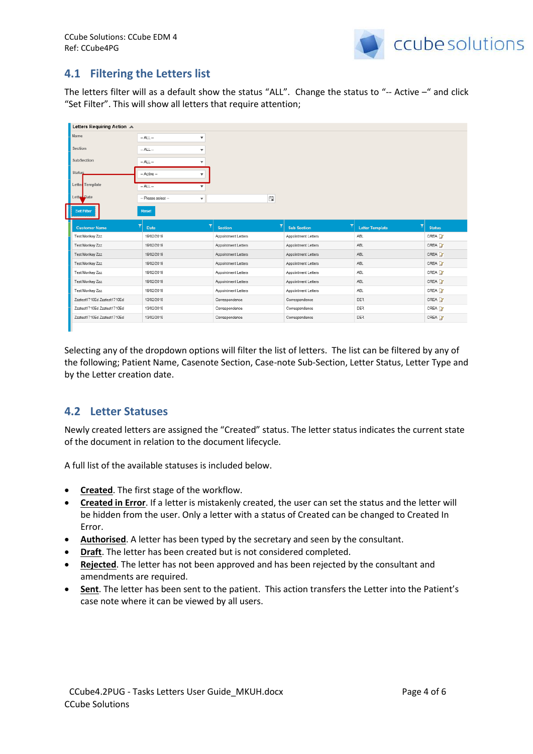## 4.1 Filtering the Letters list

The letters filter will as a default show the status "ALL". Change the status to "-- Active –" and click "Set Filter". This will show all letters that require attention;

Selecting any of the dropdown options will filter the list of letters. The list can be filtered by any of the following; Patient Name, Casenote Section, Case-note Sub-Section, Letter Status, Letter Type and by the Letter creation date.

## 4.2 Letter Statuses

Newly created letters are assigned the "Created" status. The letter status indicates the current state of the document in relation to the document lifecycle.

A full list of the available statuses is included below.

- **Created**. The first stage of the workflow.
- **Created in Error**. If a letter is mistakenly created, the user can set the status and the letter will be hidden from the user. Only a letter with a status of Created can be changed to Created In Error.
- **Authorised**. A letter has been typed by the secretary and seen by the consultant.
- **Draft**. The letter has been created but is not considered completed.
- **Rejected**. The letter has not been approved and has been rejected by the consultant and amendments are required.
- **Sent**. The letter has been sent to the patient. This action transfers the Letter into the Patient's case note where it can be viewed by all users.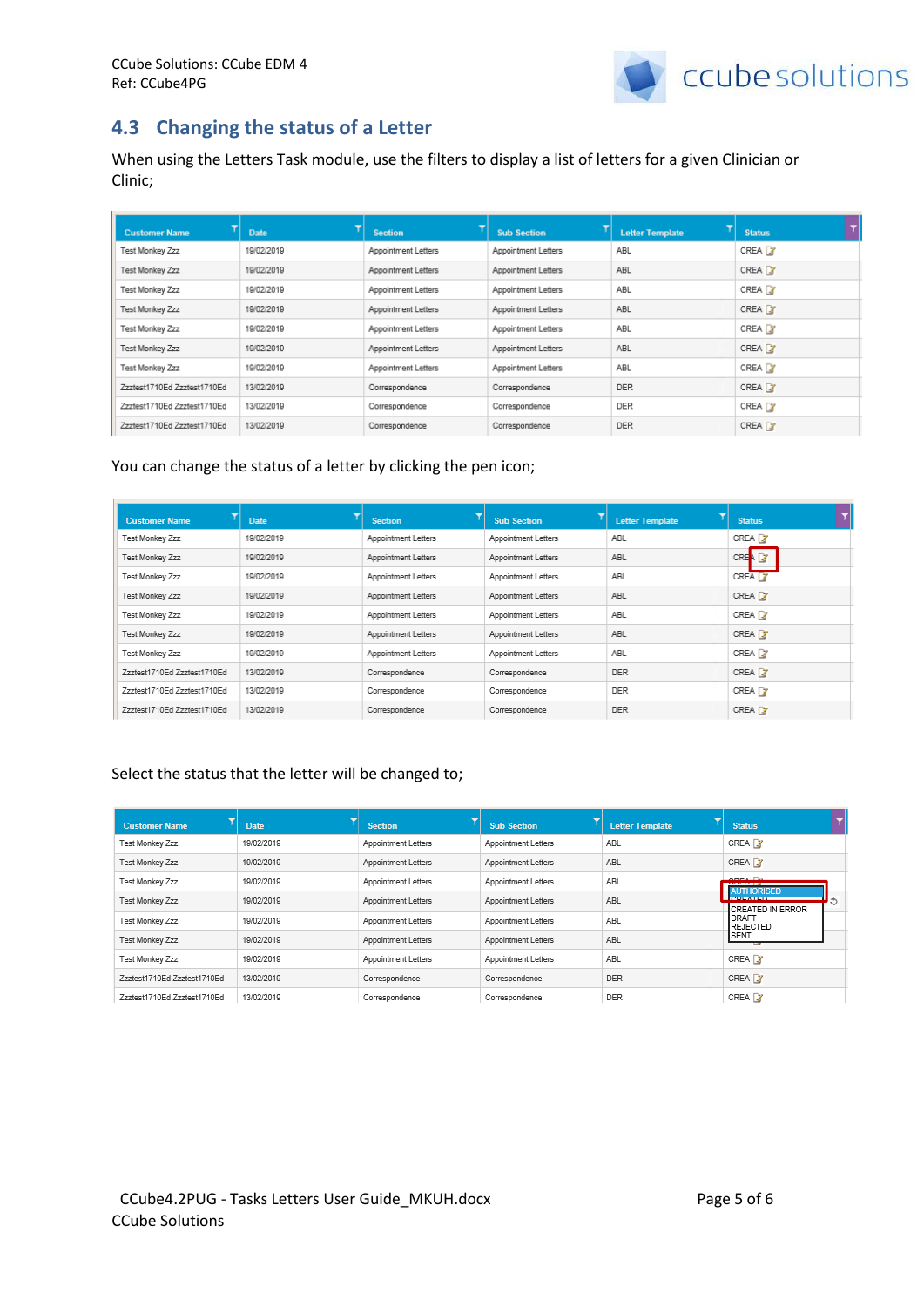## 4.3 Changing the status of a Letter

When using the Letters Task module, use the filters to display a list of letters for a given Clinician or Clinic;

| Customer Name | Date | Section | Sub Section | Letter Template | Status |
|---|---|---|---|---|---|
| Test Monkey Zzz | 19/02/2019 | Appointment Letters | Appointment Letters | ABL | CREA |
| Test Monkey Zzz | 19/02/2019 | Appointment Letters | Appointment Letters | ABL | CREA |
| Test Monkey Zzz | 19/02/2019 | Appointment Letters | Appointment Letters | ABL | CREA |
| Test Monkey Zzz | 19/02/2019 | Appointment Letters | Appointment Letters | ABL | CREA |
| Test Monkey Zzz | 19/02/2019 | Appointment Letters | Appointment Letters | ABL | CREA |
| Test Monkey Zzz | 19/02/2019 | Appointment Letters | Appointment Letters | ABL | CREA |
| Test Monkey Zzz | 19/02/2019 | Appointment Letters | Appointment Letters | ABL | CREA |
| Zzztest1710Ed Zzztest1710Ed | 13/02/2019 | Correspondence | Correspondence | DER | CREA |
| Zzztest1710Ed Zzztest1710Ed | 13/02/2019 | Correspondence | Correspondence | DER | CREA |
| Zzztest1710Ed Zzztest1710Ed | 13/02/2019 | Correspondence | Correspondence | DER | CREA |

You can change the status of a letter by clicking the pen icon;

| Customer Name | Date | Section | Sub Section | Letter Template | Status |
|---|---|---|---|---|---|
| Test Monkey Zzz | 19/02/2019 | Appointment Letters | Appointment Letters | ABL | CREA |
| Test Monkey Zzz | 19/02/2019 | Appointment Letters | Appointment Letters | ABL | CREA |
| Test Monkey Zzz | 19/02/2019 | Appointment Letters | Appointment Letters | ABL | CREA |
| Test Monkey Zzz | 19/02/2019 | Appointment Letters | Appointment Letters | ABL | CREA |
| Test Monkey Zzz | 19/02/2019 | Appointment Letters | Appointment Letters | ABL | CREA |
| Test Monkey Zzz | 19/02/2019 | Appointment Letters | Appointment Letters | ABL | CREA |
| Test Monkey Zzz | 19/02/2019 | Appointment Letters | Appointment Letters | ABL | CREA |
| Zzztest1710Ed Zzztest1710Ed | 13/02/2019 | Correspondence | Correspondence | DER | CREA |
| Zzztest1710Ed Zzztest1710Ed | 13/02/2019 | Correspondence | Correspondence | DER | CREA |
| Zzztest1710Ed Zzztest1710Ed | 13/02/2019 | Correspondence | Correspondence | DER | CREA |

Select the status that the letter will be changed to;

| Customer Name | Date | Section | Sub Section | Letter Template | Status |
|---|---|---|---|---|---|
| Test Monkey Zzz | 19/02/2019 | Appointment Letters | Appointment Letters | ABL | CREA |
| Test Monkey Zzz | 19/02/2019 | Appointment Letters | Appointment Letters | ABL | CREA |
| Test Monkey Zzz | 19/02/2019 | Appointment Letters | Appointment Letters | ABL | CREA |
| Test Monkey Zzz | 19/02/2019 | Appointment Letters | Appointment Letters | ABL | AUTHORISED / CREATED / CREATED IN ERROR / DRAFT / REJECTED / SENT |
| Test Monkey Zzz | 19/02/2019 | Appointment Letters | Appointment Letters | ABL | |
| Test Monkey Zzz | 19/02/2019 | Appointment Letters | Appointment Letters | ABL | |
| Test Monkey Zzz | 19/02/2019 | Appointment Letters | Appointment Letters | ABL | CREA |
| Zzztest1710Ed Zzztest1710Ed | 13/02/2019 | Correspondence | Correspondence | DER | CREA |
| Zzztest1710Ed Zzztest1710Ed | 13/02/2019 | Correspondence | Correspondence | DER | CREA |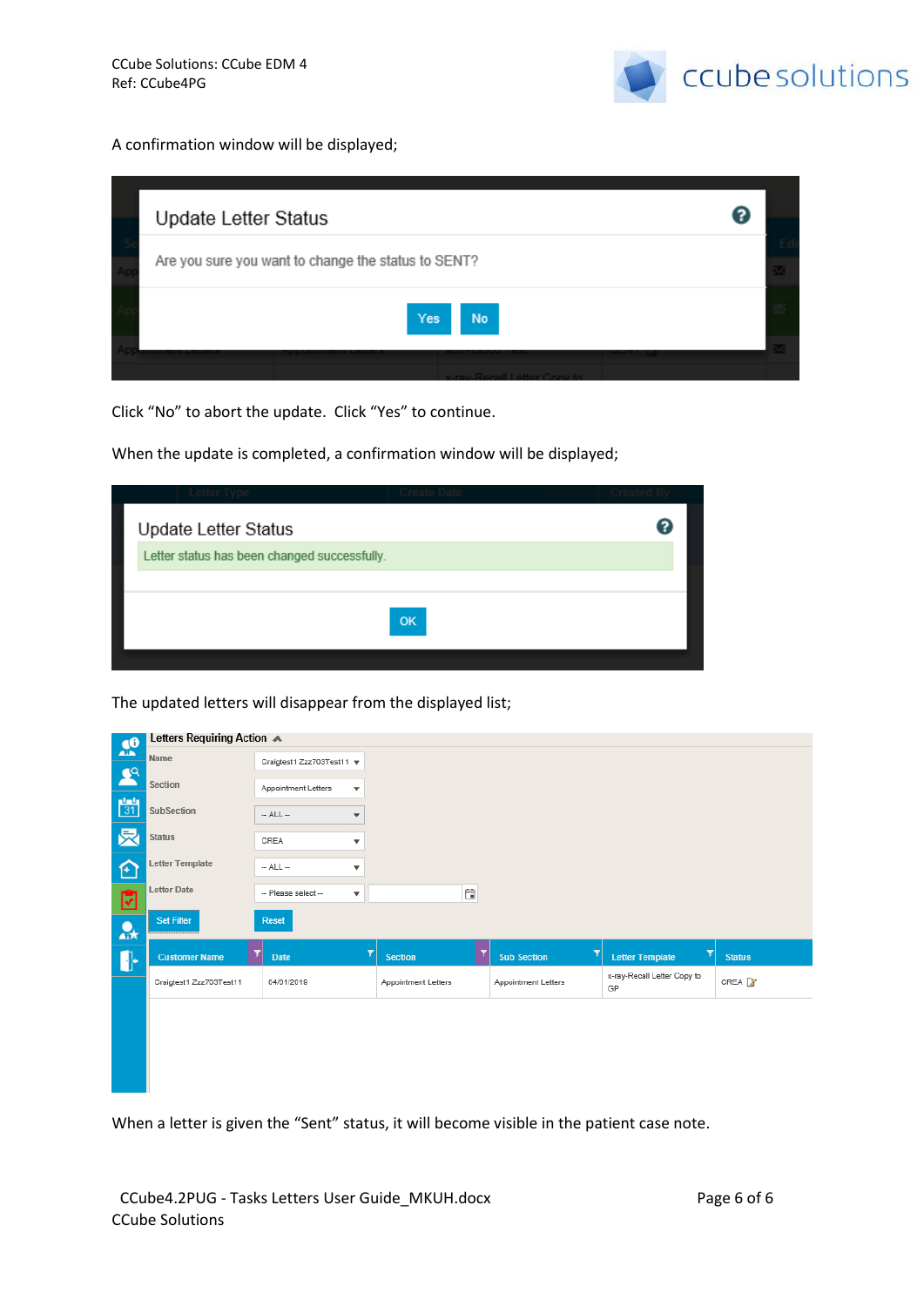A confirmation window will be displayed;

Update Letter Status

Are you sure you want to change the status to SENT?

Yes No

Click “No” to abort the update. Click “Yes” to continue.

When the update is completed, a confirmation window will be displayed;

Update Letter Status

Letter status has been changed successfully.

OK

The updated letters will disappear from the displayed list;

Letters Requiring Action

| | |
|---|---|
| Name | Craigtest1 Zzz703Test11 |
| Section | Appointment Letters |
| SubSection | -- ALL -- |
| Status | CREA |
| Letter Template | -- ALL -- |
| Letter Date | -- Please select -- |

Set Filter Reset

| Customer Name | Date | Section | Sub Section | Letter Template | Status |
|---|---|---|---|---|---|
| Craigtest1 Zzz703Test11 | 04/01/2019 | Appointment Letters | Appointment Letters | x-ray-Recall Letter Copy to GP | CREA |

When a letter is given the “Sent” status, it will become visible in the patient case note.